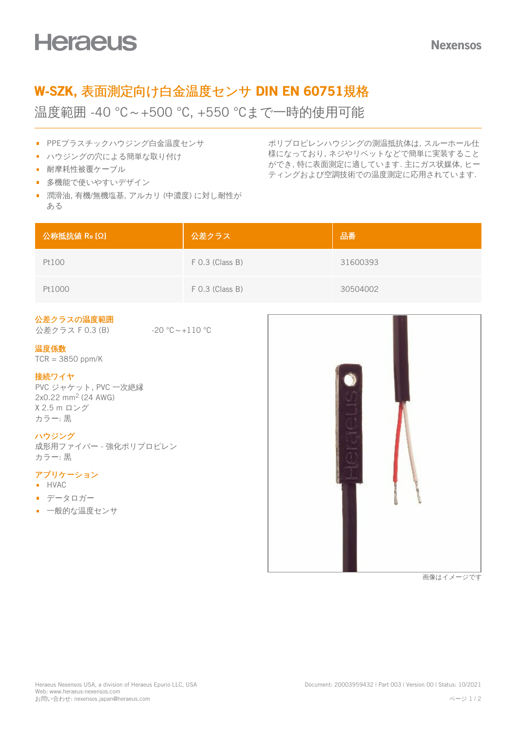Heraeus

Nexensos

# W-SZK, 表面測定向け白金温度センサ DIN EN 60751規格

温度範囲 -40 °C～+500 °C, +550 °Cまで一時的使用可能

- PPEプラスチックハウジング白金温度センサ
- ハウジングの穴による簡単な取り付け
- 耐摩耗性被覆ケーブル
- 多機能で使いやすいデザイン
- 潤滑油, 有機/無機塩基, アルカリ (中濃度) に対し耐性がある

ポリプロピレンハウジングの測温抵抗体は, スルーホール仕様になっており, ネジやリベットなどで簡単に実装することができ, 特に表面測定に適しています. 主にガス状媒体, ヒーティングおよび空調技術での温度測定に応用されています.

| 公称抵抗値 $R_0$ [Ω] | 公差クラス | 品番 |
|---|---|---|
| Pt100 | F 0.3 (Class B) | 31600393 |
| Pt1000 | F 0.3 (Class B) | 30504002 |

### 公差クラスの温度範囲

公差クラス F 0.3 (B) -20 °C～+110 °C

### 温度係数

TCR = 3850 ppm/K

### 接続ワイヤ

PVC ジャケット, PVC 一次絶縁
2x0.22 mm$^2$ (24 AWG)
X 2.5 m ロング
カラー: 黒

### ハウジング

成形用ファイバー - 強化ポリプロピレン
カラー: 黒

### アプリケーション

- HVAC
- データロガー
- 一般的な温度センサ

画像はイメージです

Heraeus Nexensos USA, a division of Heraeus Epurio LLC, USA
Web: www.heraeus-nexensos.com
お問い合わせ: nexensos.japan@heraeus.com

Document: 20003959432 | Part 003 | Version 00 | Status: 10/2021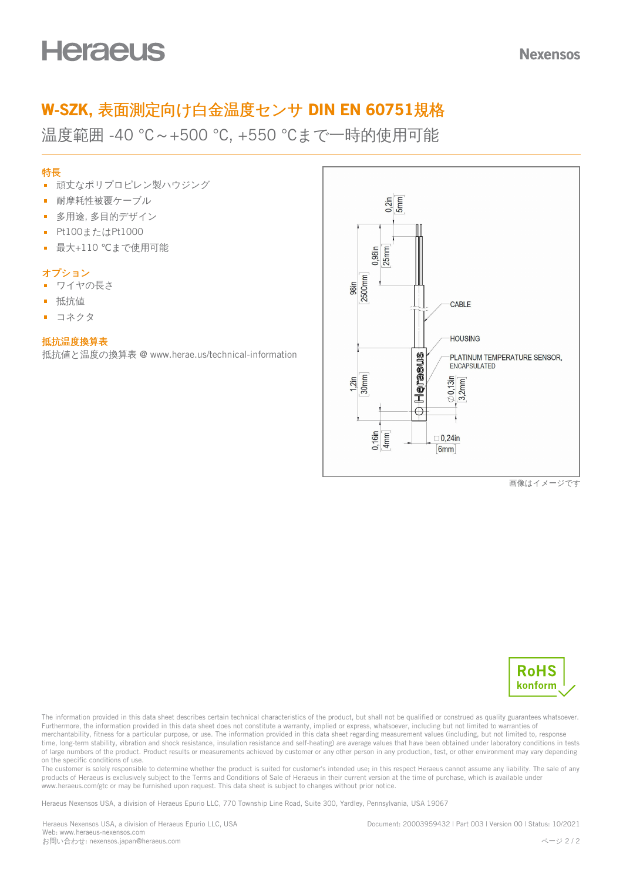# W-SZK, 表面測定向け白金温度センサ DIN EN 60751規格

温度範囲 -40 °C～+500 °C, +550 °Cまで一時的使用可能

## 特長

- 頑丈なポリプロピレン製ハウジング
- 耐摩耗性被覆ケーブル
- 多用途, 多目的デザイン
- Pt100またはPt1000
- 最大+110 °Cまで使用可能

## オプション

- ワイヤの長さ
- 抵抗値
- コネクタ

## 抵抗温度換算表

抵抗値と温度の換算表 @ www.herae.us/technical-information

0,2in [5mm]
0,98in [25mm]
98in [2500mm]
1,2in [30mm]
0,16in [4mm]
CABLE
HOUSING
PLATINUM TEMPERATURE SENSOR, ENCAPSULATED
∅ 0,13in [3,2mm]
□0,24in [6mm]
Heraeus

画像はイメージです

RoHS konform

The information provided in this data sheet describes certain technical characteristics of the product, but shall not be qualified or construed as quality guarantees whatsoever. Furthermore, the information provided in this data sheet does not constitute a warranty, implied or express, whatsoever, including but not limited to warranties of merchantability, fitness for a particular purpose, or use. The information provided in this data sheet regarding measurement values (including, but not limited to, response time, long-term stability, vibration and shock resistance, insulation resistance and self-heating) are average values that have been obtained under laboratory conditions in tests of large numbers of the product. Product results or measurements achieved by customer or any other person in any production, test, or other environment may vary depending on the specific conditions of use.
The customer is solely responsible to determine whether the product is suited for customer's intended use; in this respect Heraeus cannot assume any liability. The sale of any products of Heraeus is exclusively subject to the Terms and Conditions of Sale of Heraeus in their current version at the time of purchase, which is available under www.heraeus.com/gtc or may be furnished upon request. This data sheet is subject to changes without prior notice.

Heraeus Nexensos USA, a division of Heraeus Epurio LLC, 770 Township Line Road, Suite 300, Yardley, Pennsylvania, USA 19067

Heraeus Nexensos USA, a division of Heraeus Epurio LLC, USA
Web: www.heraeus-nexensos.com
お問い合わせ: nexensos.japan@heraeus.com

Document: 20003959432 | Part 003 | Version 00 | Status: 10/2021